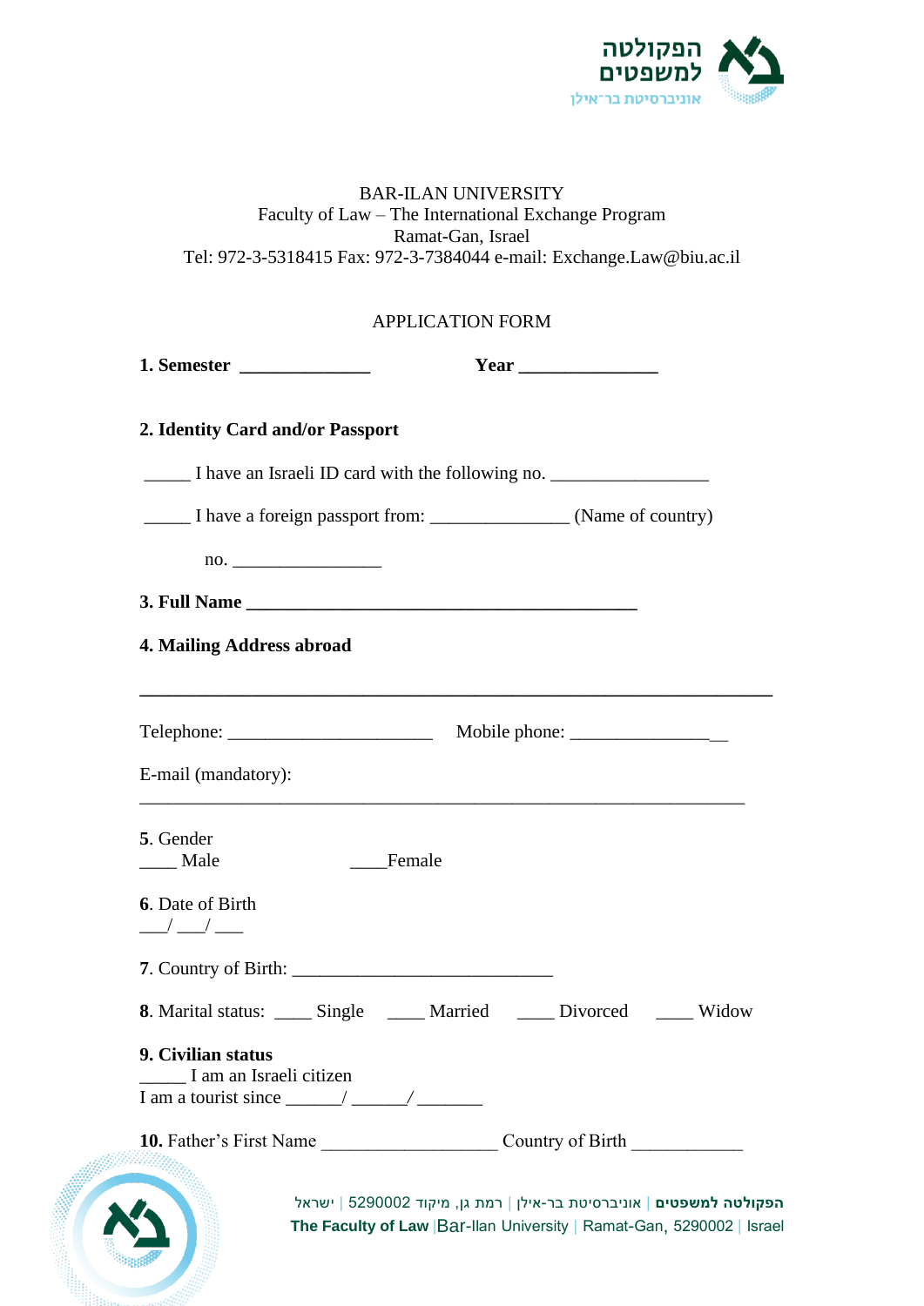BAR-ILAN UNIVERSITY
Faculty of Law – The International Exchange Program
Ramat-Gan, Israel
Tel: 972-3-5318415 Fax: 972-3-7384044 e-mail: Exchange.Law@biu.ac.il

APPLICATION FORM

**1. Semester ______________** **Year _______________**

**2. Identity Card and/or Passport**

_____ I have an Israeli ID card with the following no. _________________

_____ I have a foreign passport from: _______________ (Name of country)

no. ________________

**3. Full Name __________________________________________**

**4. Mailing Address abroad**

____________________________________________________________________

Telephone: ______________________ Mobile phone: _________________

E-mail (mandatory):

____________________________________________________________________

**5**. Gender
____ Male ____Female

**6**. Date of Birth
___/ ___/ ___

**7**. Country of Birth: ____________________________

**8**. Marital status: ____ Single ____ Married ____ Divorced ____ Widow

**9. Civilian status**
_____ I am an Israeli citizen
I am a tourist since ______/ ______/ _______

**10.** Father's First Name ___________________ Country of Birth ____________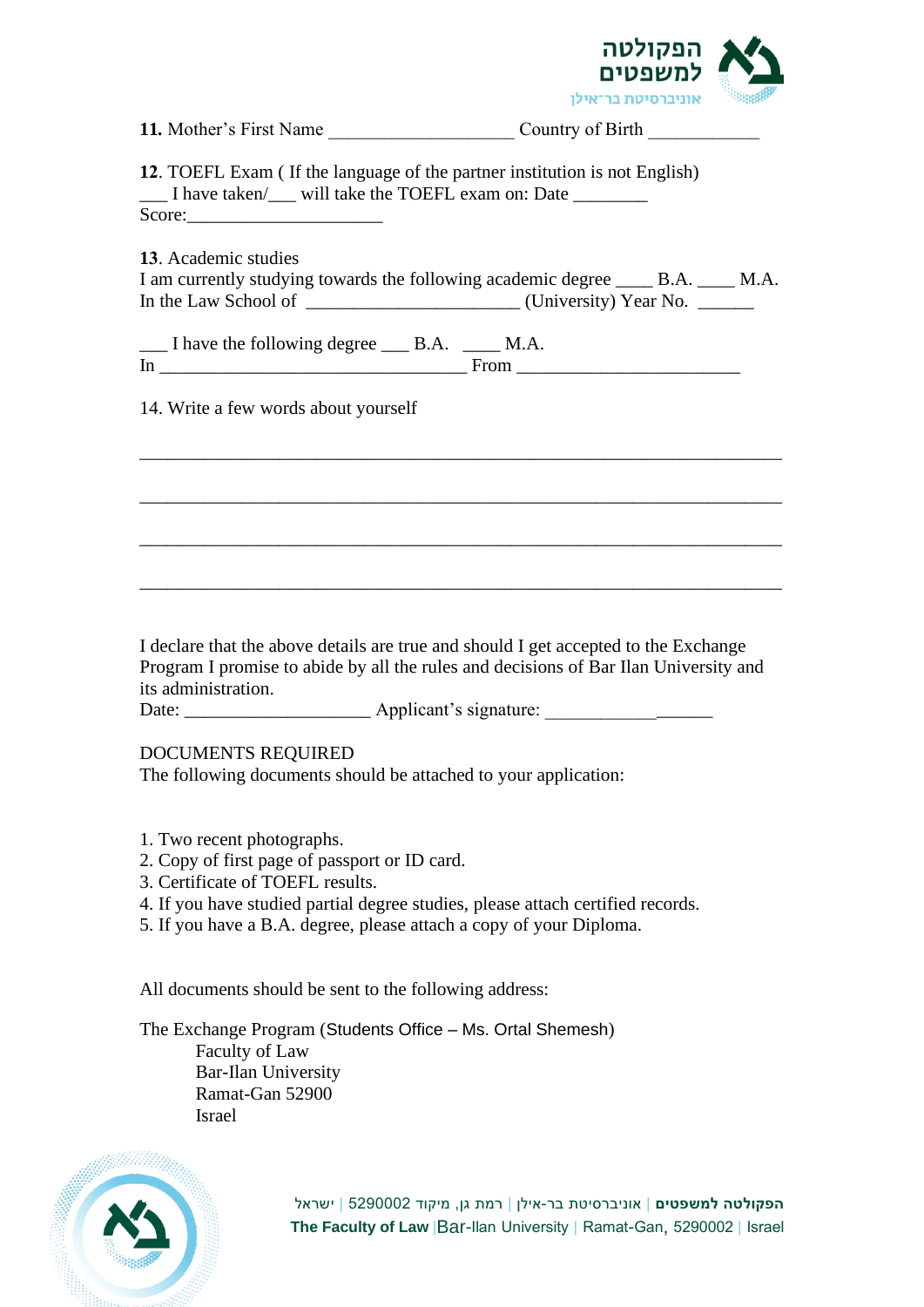**11.** Mother's First Name ____________________ Country of Birth ____________

**12**. TOEFL Exam ( If the language of the partner institution is not English)
___ I have taken/___ will take the TOEFL exam on: Date ________
Score:_____________________

**13**. Academic studies
I am currently studying towards the following academic degree ____ B.A. ____ M.A.
In the Law School of _______________________ (University) Year No. ______

___ I have the following degree ___ B.A. ____ M.A.
In _________________________________ From ________________________

14. Write a few words about yourself

_____________________________________________________________________

_____________________________________________________________________

_____________________________________________________________________

_____________________________________________________________________

I declare that the above details are true and should I get accepted to the Exchange Program I promise to abide by all the rules and decisions of Bar Ilan University and its administration.
Date: ____________________ Applicant's signature: __________________

DOCUMENTS REQUIRED
The following documents should be attached to your application:

1. Two recent photographs.
2. Copy of first page of passport or ID card.
3. Certificate of TOEFL results.
4. If you have studied partial degree studies, please attach certified records.
5. If you have a B.A. degree, please attach a copy of your Diploma.

All documents should be sent to the following address:

The Exchange Program (Students Office – Ms. Ortal Shemesh)
Faculty of Law
Bar-Ilan University
Ramat-Gan 52900
Israel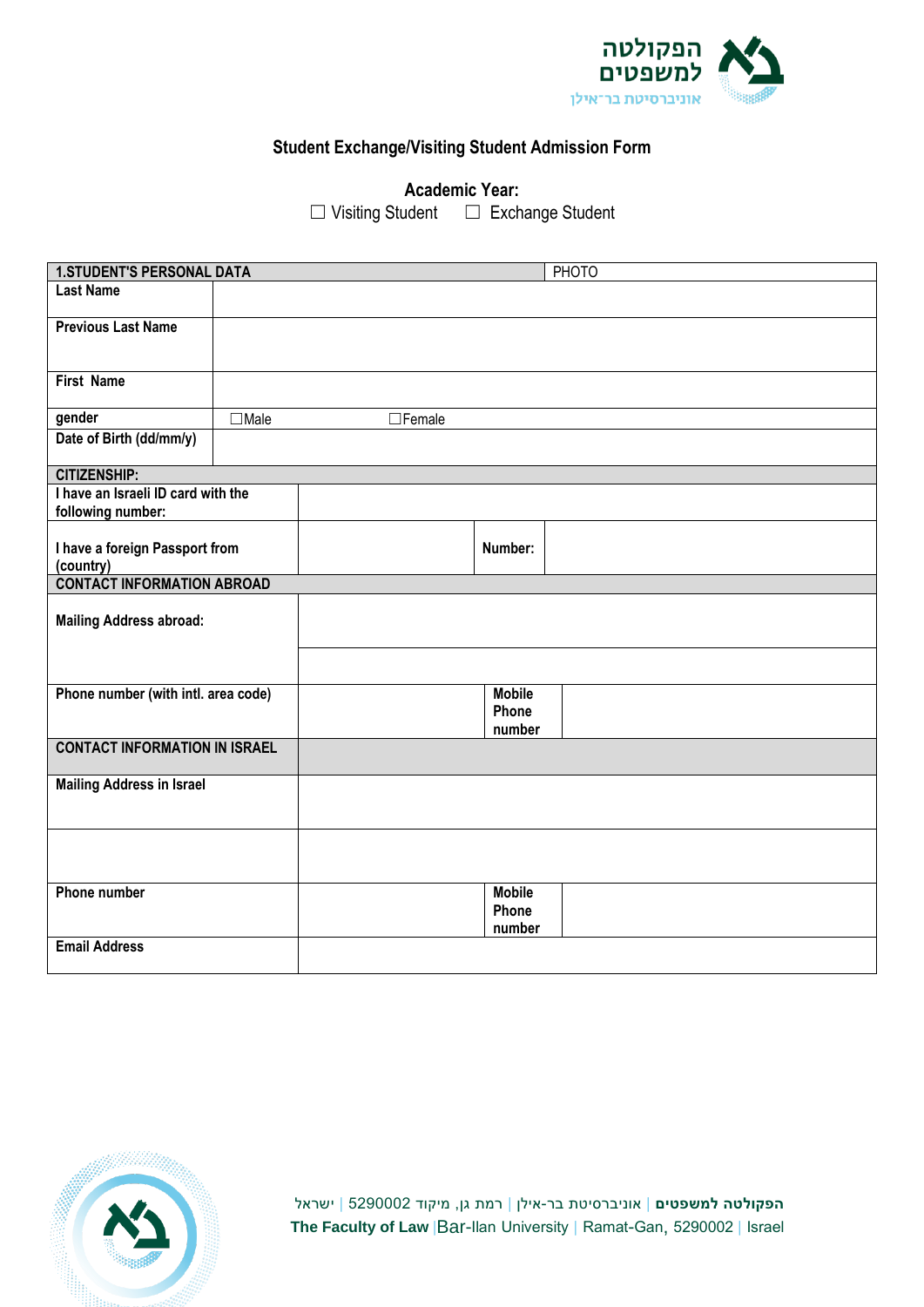הפקולטה
למשפטים
אוניברסיטת בר־אילן

# Student Exchange/Visiting Student Admission Form

**Academic Year:**

☐ Visiting Student ☐ Exchange Student

| | | | |
|---|---|---|---|
| **1.STUDENT'S PERSONAL DATA** | | | PHOTO |
| **Last Name** | | | |
| **Previous Last Name** | | | |
| **First Name** | | | |
| **gender** | ☐Male | ☐Female | |
| **Date of Birth (dd/mm/y)** | | | |
| **CITIZENSHIP:** | | | |
| **I have an Israeli ID card with the following number:** | | | |
| **I have a foreign Passport from (country)** | | **Number:** | |
| **CONTACT INFORMATION ABROAD** | | | |
| **Mailing Address abroad:** | | | |
| | | | |
| **Phone number (with intl. area code)** | | **Mobile Phone number** | |
| **CONTACT INFORMATION IN ISRAEL** | | | |
| **Mailing Address in Israel** | | | |
| | | | |
| **Phone number** | | **Mobile Phone number** | |
| **Email Address** | | | |

**הפקולטה למשפטים** | אוניברסיטת בר-אילן | רמת גן, מיקוד 5290002 | ישראל

**The Faculty of Law** | Bar-Ilan University | Ramat-Gan, 5290002 | Israel